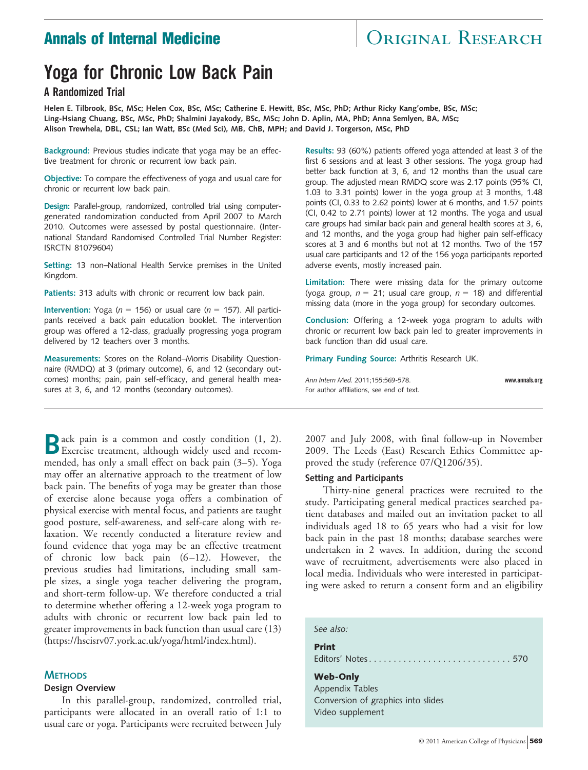# Yoga for Chronic Low Back Pain

## A Randomized Trial

**Helen E. Tilbrook, BSc, MSc; Helen Cox, BSc, MSc; Catherine E. Hewitt, BSc, MSc, PhD; Arthur Ricky Kang'ombe, BSc, MSc; Ling-Hsiang Chuang, BSc, MSc, PhD; Shalmini Jayakody, BSc, MSc; John D. Aplin, MA, PhD; Anna Semlyen, BA, MSc; Alison Trewhela, DBL, CSL; Ian Watt, BSc (Med Sci), MB, ChB, MPH; and David J. Torgerson, MSc, PhD**

**Background:** Previous studies indicate that yoga may be an effective treatment for chronic or recurrent low back pain.

**Objective:** To compare the effectiveness of yoga and usual care for chronic or recurrent low back pain.

**Design:** Parallel-group, randomized, controlled trial using computer-generated randomization conducted from April 2007 to March 2010. Outcomes were assessed by postal questionnaire. (International Standard Randomised Controlled Trial Number Register: ISRCTN 81079604)

**Setting:** 13 non–National Health Service premises in the United Kingdom.

**Patients:** 313 adults with chronic or recurrent low back pain.

**Intervention:** Yoga ($n = 156$) or usual care ($n = 157$). All participants received a back pain education booklet. The intervention group was offered a 12-class, gradually progressing yoga program delivered by 12 teachers over 3 months.

**Measurements:** Scores on the Roland–Morris Disability Questionnaire (RMDQ) at 3 (primary outcome), 6, and 12 (secondary outcomes) months; pain, pain self-efficacy, and general health measures at 3, 6, and 12 months (secondary outcomes).

**Results:** 93 (60%) patients offered yoga attended at least 3 of the first 6 sessions and at least 3 other sessions. The yoga group had better back function at 3, 6, and 12 months than the usual care group. The adjusted mean RMDQ score was 2.17 points (95% CI, 1.03 to 3.31 points) lower in the yoga group at 3 months, 1.48 points (CI, 0.33 to 2.62 points) lower at 6 months, and 1.57 points (CI, 0.42 to 2.71 points) lower at 12 months. The yoga and usual care groups had similar back pain and general health scores at 3, 6, and 12 months, and the yoga group had higher pain self-efficacy scores at 3 and 6 months but not at 12 months. Two of the 157 usual care participants and 12 of the 156 yoga participants reported adverse events, mostly increased pain.

**Limitation:** There were missing data for the primary outcome (yoga group, $n = 21$; usual care group, $n = 18$) and differential missing data (more in the yoga group) for secondary outcomes.

**Conclusion:** Offering a 12-week yoga program to adults with chronic or recurrent low back pain led to greater improvements in back function than did usual care.

**Primary Funding Source:** Arthritis Research UK.

*Ann Intern Med.* 2011;155:569-578. www.annals.org
For author affiliations, see end of text.

Back pain is a common and costly condition (1, 2). Exercise treatment, although widely used and recommended, has only a small effect on back pain (3–5). Yoga may offer an alternative approach to the treatment of low back pain. The benefits of yoga may be greater than those of exercise alone because yoga offers a combination of physical exercise with mental focus, and patients are taught good posture, self-awareness, and self-care along with relaxation. We recently conducted a literature review and found evidence that yoga may be an effective treatment of chronic low back pain (6–12). However, the previous studies had limitations, including small sample sizes, a single yoga teacher delivering the program, and short-term follow-up. We therefore conducted a trial to determine whether offering a 12-week yoga program to adults with chronic or recurrent low back pain led to greater improvements in back function than usual care (13) (https://hscisrv07.york.ac.uk/yoga/html/index.html).

## Methods

### Design Overview

In this parallel-group, randomized, controlled trial, participants were allocated in an overall ratio of 1:1 to usual care or yoga. Participants were recruited between July 2007 and July 2008, with final follow-up in November 2009. The Leeds (East) Research Ethics Committee approved the study (reference 07/Q1206/35).

### Setting and Participants

Thirty-nine general practices were recruited to the study. Participating general medical practices searched patient databases and mailed out an invitation packet to all individuals aged 18 to 65 years who had a visit for low back pain in the past 18 months; database searches were undertaken in 2 waves. In addition, during the second wave of recruitment, advertisements were also placed in local media. Individuals who were interested in participating were asked to return a consent form and an eligibility

*See also:*

**Print**
Editors' Notes . . . . . . . . . . . . . . . . . . . . . . . . . . . . . 570

**Web-Only**
Appendix Tables
Conversion of graphics into slides
Video supplement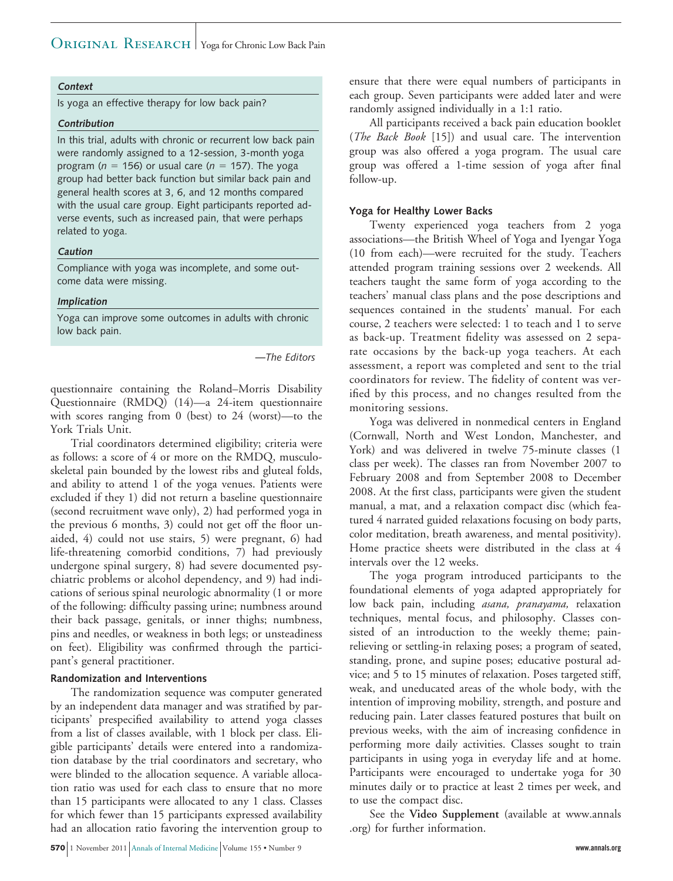### Context

Is yoga an effective therapy for low back pain?

### Contribution

In this trial, adults with chronic or recurrent low back pain were randomly assigned to a 12-session, 3-month yoga program ($n$ = 156) or usual care ($n$ = 157). The yoga group had better back function but similar back pain and general health scores at 3, 6, and 12 months compared with the usual care group. Eight participants reported adverse events, such as increased pain, that were perhaps related to yoga.

### Caution

Compliance with yoga was incomplete, and some outcome data were missing.

### Implication

Yoga can improve some outcomes in adults with chronic low back pain.

—*The Editors*

questionnaire containing the Roland–Morris Disability Questionnaire (RMDQ) (14)—a 24-item questionnaire with scores ranging from 0 (best) to 24 (worst)—to the York Trials Unit.

Trial coordinators determined eligibility; criteria were as follows: a score of 4 or more on the RMDQ, musculoskeletal pain bounded by the lowest ribs and gluteal folds, and ability to attend 1 of the yoga venues. Patients were excluded if they 1) did not return a baseline questionnaire (second recruitment wave only), 2) had performed yoga in the previous 6 months, 3) could not get off the floor unaided, 4) could not use stairs, 5) were pregnant, 6) had life-threatening comorbid conditions, 7) had previously undergone spinal surgery, 8) had severe documented psychiatric problems or alcohol dependency, and 9) had indications of serious spinal neurologic abnormality (1 or more of the following: difficulty passing urine; numbness around their back passage, genitals, or inner thighs; numbness, pins and needles, or weakness in both legs; or unsteadiness on feet). Eligibility was confirmed through the participant's general practitioner.

## Randomization and Interventions

The randomization sequence was computer generated by an independent data manager and was stratified by participants' prespecified availability to attend yoga classes from a list of classes available, with 1 block per class. Eligible participants' details were entered into a randomization database by the trial coordinators and secretary, who were blinded to the allocation sequence. A variable allocation ratio was used for each class to ensure that no more than 15 participants were allocated to any 1 class. Classes for which fewer than 15 participants expressed availability had an allocation ratio favoring the intervention group to ensure that there were equal numbers of participants in each group. Seven participants were added later and were randomly assigned individually in a 1:1 ratio.

All participants received a back pain education booklet (*The Back Book* [15]) and usual care. The intervention group was also offered a yoga program. The usual care group was offered a 1-time session of yoga after final follow-up.

## Yoga for Healthy Lower Backs

Twenty experienced yoga teachers from 2 yoga associations—the British Wheel of Yoga and Iyengar Yoga (10 from each)—were recruited for the study. Teachers attended program training sessions over 2 weekends. All teachers taught the same form of yoga according to the teachers' manual class plans and the pose descriptions and sequences contained in the students' manual. For each course, 2 teachers were selected: 1 to teach and 1 to serve as back-up. Treatment fidelity was assessed on 2 separate occasions by the back-up yoga teachers. At each assessment, a report was completed and sent to the trial coordinators for review. The fidelity of content was verified by this process, and no changes resulted from the monitoring sessions.

Yoga was delivered in nonmedical centers in England (Cornwall, North and West London, Manchester, and York) and was delivered in twelve 75-minute classes (1 class per week). The classes ran from November 2007 to February 2008 and from September 2008 to December 2008. At the first class, participants were given the student manual, a mat, and a relaxation compact disc (which featured 4 narrated guided relaxations focusing on body parts, color meditation, breath awareness, and mental positivity). Home practice sheets were distributed in the class at 4 intervals over the 12 weeks.

The yoga program introduced participants to the foundational elements of yoga adapted appropriately for low back pain, including *asana, pranayama,* relaxation techniques, mental focus, and philosophy. Classes consisted of an introduction to the weekly theme; pain-relieving or settling-in relaxing poses; a program of seated, standing, prone, and supine poses; educative postural advice; and 5 to 15 minutes of relaxation. Poses targeted stiff, weak, and uneducated areas of the whole body, with the intention of improving mobility, strength, and posture and reducing pain. Later classes featured postures that built on previous weeks, with the aim of increasing confidence in performing more daily activities. Classes sought to train participants in using yoga in everyday life and at home. Participants were encouraged to undertake yoga for 30 minutes daily or to practice at least 2 times per week, and to use the compact disc.

See the **Video Supplement** (available at www.annals.org) for further information.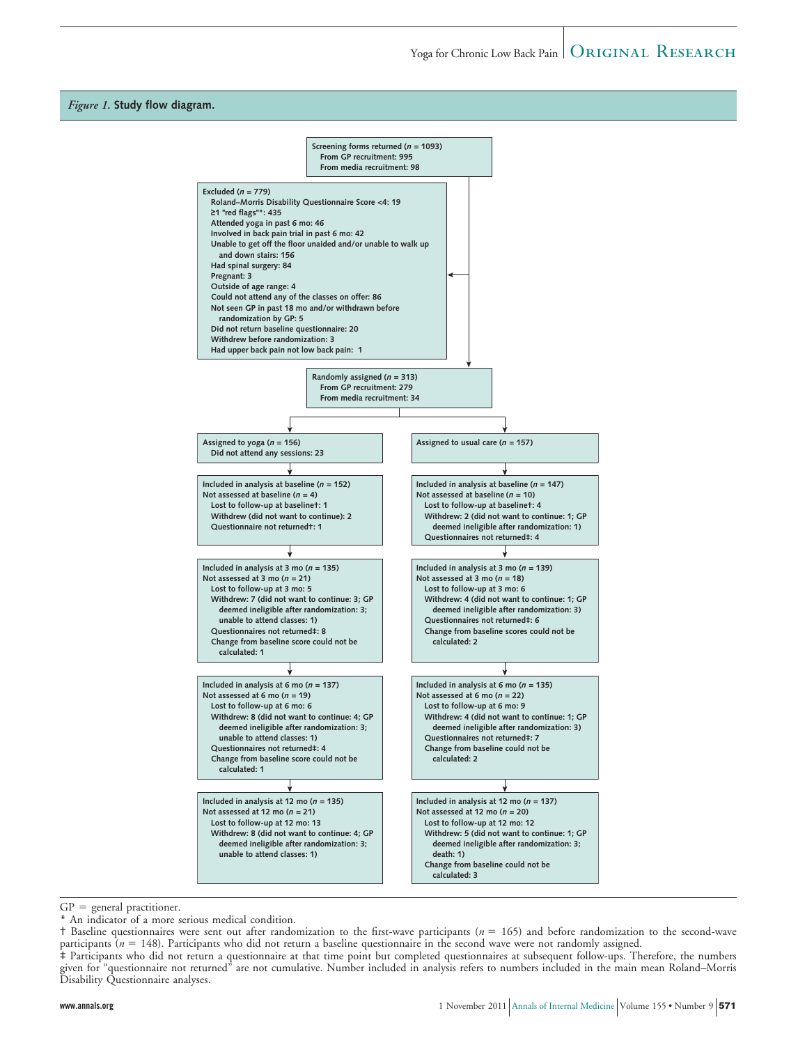*Figure 1.* **Study flow diagram.**

**Screening forms returned (*n* = 1093)**
From GP recruitment: 995
From media recruitment: 98

**Excluded (*n* = 779)**
Roland–Morris Disability Questionnaire Score <4: 19
≥1 "red flags"*: 435
Attended yoga in past 6 mo: 46
Involved in back pain trial in past 6 mo: 42
Unable to get off the floor unaided and/or unable to walk up and down stairs: 156
Had spinal surgery: 84
Pregnant: 3
Outside of age range: 4
Could not attend any of the classes on offer: 86
Not seen GP in past 18 mo and/or withdrawn before randomization by GP: 5
Did not return baseline questionnaire: 20
Withdrew before randomization: 3
Had upper back pain not low back pain: 1

**Randomly assigned (*n* = 313)**
From GP recruitment: 279
From media recruitment: 34

**Assigned to yoga (*n* = 156)**
Did not attend any sessions: 23

**Included in analysis at baseline (*n* = 152)**
Not assessed at baseline (*n* = 4)
Lost to follow-up at baseline†: 1
Withdrew (did not want to continue): 2
Questionnaire not returned†: 1

**Included in analysis at 3 mo (*n* = 135)**
Not assessed at 3 mo (*n* = 21)
Lost to follow-up at 3 mo: 5
Withdrew: 7 (did not want to continue: 3; GP deemed ineligible after randomization: 3; unable to attend classes: 1)
Questionnaires not returned‡: 8
Change from baseline score could not be calculated: 1

**Included in analysis at 6 mo (*n* = 137)**
Not assessed at 6 mo (*n* = 19)
Lost to follow-up at 6 mo: 6
Withdrew: 8 (did not want to continue: 4; GP deemed ineligible after randomization: 3; unable to attend classes: 1)
Questionnaires not returned‡: 4
Change from baseline score could not be calculated: 1

**Included in analysis at 12 mo (*n* = 135)**
Not assessed at 12 mo (*n* = 21)
Lost to follow-up at 12 mo: 13
Withdrew: 8 (did not want to continue: 4; GP deemed ineligible after randomization: 3; unable to attend classes: 1)

**Assigned to usual care (*n* = 157)**

**Included in analysis at baseline (*n* = 147)**
Not assessed at baseline (*n* = 10)
Lost to follow-up at baseline†: 4
Withdrew: 2 (did not want to continue: 1; GP deemed ineligible after randomization: 1)
Questionnaires not returned‡: 4

**Included in analysis at 3 mo (*n* = 139)**
Not assessed at 3 mo (*n* = 18)
Lost to follow-up at 3 mo: 6
Withdrew: 4 (did not want to continue: 1; GP deemed ineligible after randomization: 3)
Questionnaires not returned‡: 6
Change from baseline scores could not be calculated: 2

**Included in analysis at 6 mo (*n* = 135)**
Not assessed at 6 mo (*n* = 22)
Lost to follow-up at 6 mo: 9
Withdrew: 4 (did not want to continue: 1; GP deemed ineligible after randomization: 3)
Questionnaires not returned‡: 7
Change from baseline could not be calculated: 2

**Included in analysis at 12 mo (*n* = 137)**
Not assessed at 12 mo (*n* = 20)
Lost to follow-up at 12 mo: 12
Withdrew: 5 (did not want to continue: 1; GP deemed ineligible after randomization: 3; death: 1)
Change from baseline could not be calculated: 3

GP = general practitioner.
\* An indicator of a more serious medical condition.
† Baseline questionnaires were sent out after randomization to the first-wave participants (*n* = 165) and before randomization to the second-wave participants (*n* = 148). Participants who did not return a baseline questionnaire in the second wave were not randomly assigned.
‡ Participants who did not return a questionnaire at that time point but completed questionnaires at subsequent follow-ups. Therefore, the numbers given for "questionnaire not returned" are not cumulative. Number included in analysis refers to numbers included in the main mean Roland–Morris Disability Questionnaire analyses.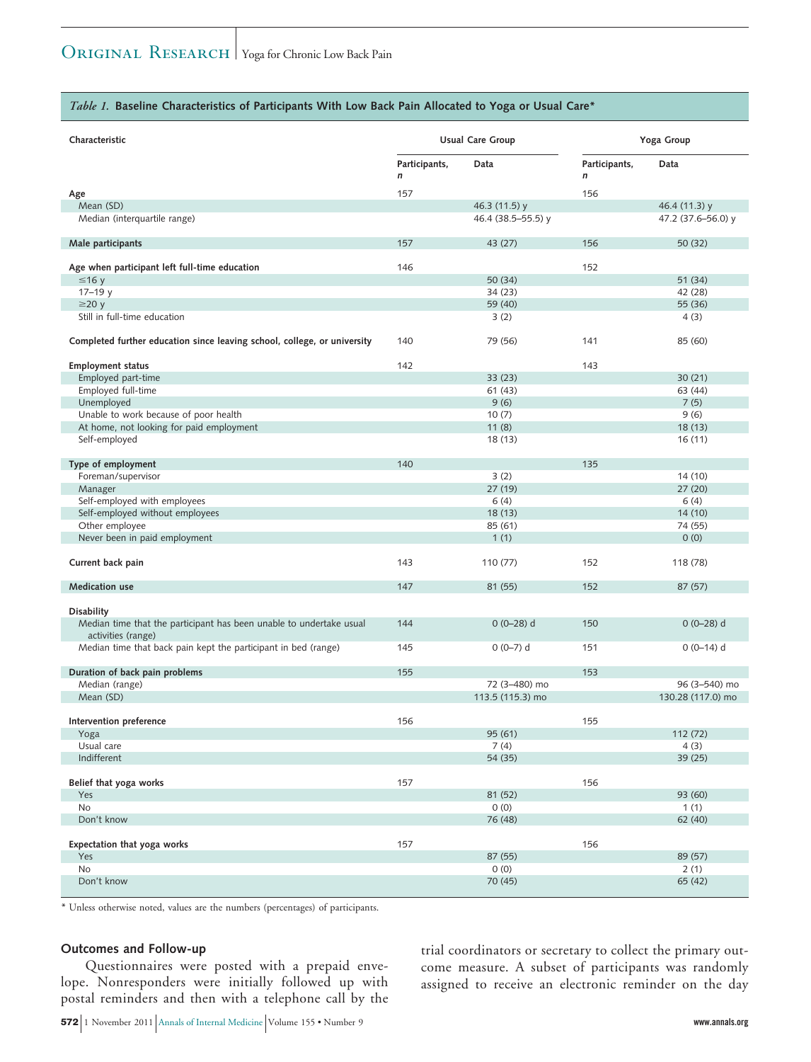*Table 1.* **Baseline Characteristics of Participants With Low Back Pain Allocated to Yoga or Usual Care***

| Characteristic | Usual Care Group | | Yoga Group | |
|---|---|---|---|---|
| | Participants, n | Data | Participants, n | Data |
| **Age** | 157 | | 156 | |
| Mean (SD) | | 46.3 (11.5) y | | 46.4 (11.3) y |
| Median (interquartile range) | | 46.4 (38.5–55.5) y | | 47.2 (37.6–56.0) y |
| **Male participants** | 157 | 43 (27) | 156 | 50 (32) |
| **Age when participant left full-time education** | 146 | | 152 | |
| ≤16 y | | 50 (34) | | 51 (34) |
| 17–19 y | | 34 (23) | | 42 (28) |
| ≥20 y | | 59 (40) | | 55 (36) |
| Still in full-time education | | 3 (2) | | 4 (3) |
| **Completed further education since leaving school, college, or university** | 140 | 79 (56) | 141 | 85 (60) |
| **Employment status** | 142 | | 143 | |
| Employed part-time | | 33 (23) | | 30 (21) |
| Employed full-time | | 61 (43) | | 63 (44) |
| Unemployed | | 9 (6) | | 7 (5) |
| Unable to work because of poor health | | 10 (7) | | 9 (6) |
| At home, not looking for paid employment | | 11 (8) | | 18 (13) |
| Self-employed | | 18 (13) | | 16 (11) |
| **Type of employment** | 140 | | 135 | |
| Foreman/supervisor | | 3 (2) | | 14 (10) |
| Manager | | 27 (19) | | 27 (20) |
| Self-employed with employees | | 6 (4) | | 6 (4) |
| Self-employed without employees | | 18 (13) | | 14 (10) |
| Other employee | | 85 (61) | | 74 (55) |
| Never been in paid employment | | 1 (1) | | 0 (0) |
| **Current back pain** | 143 | 110 (77) | 152 | 118 (78) |
| **Medication use** | 147 | 81 (55) | 152 | 87 (57) |
| **Disability** | | | | |
| Median time that the participant has been unable to undertake usual activities (range) | 144 | 0 (0–28) d | 150 | 0 (0–28) d |
| Median time that back pain kept the participant in bed (range) | 145 | 0 (0–7) d | 151 | 0 (0–14) d |
| **Duration of back pain problems** | 155 | | 153 | |
| Median (range) | | 72 (3–480) mo | | 96 (3–540) mo |
| Mean (SD) | | 113.5 (115.3) mo | | 130.28 (117.0) mo |
| **Intervention preference** | 156 | | 155 | |
| Yoga | | 95 (61) | | 112 (72) |
| Usual care | | 7 (4) | | 4 (3) |
| Indifferent | | 54 (35) | | 39 (25) |
| **Belief that yoga works** | 157 | | 156 | |
| Yes | | 81 (52) | | 93 (60) |
| No | | 0 (0) | | 1 (1) |
| Don't know | | 76 (48) | | 62 (40) |
| **Expectation that yoga works** | 157 | | 156 | |
| Yes | | 87 (55) | | 89 (57) |
| No | | 0 (0) | | 2 (1) |
| Don't know | | 70 (45) | | 65 (42) |

* Unless otherwise noted, values are the numbers (percentages) of participants.

### Outcomes and Follow-up

Questionnaires were posted with a prepaid envelope. Nonresponders were initially followed up with postal reminders and then with a telephone call by the trial coordinators or secretary to collect the primary outcome measure. A subset of participants was randomly assigned to receive an electronic reminder on the day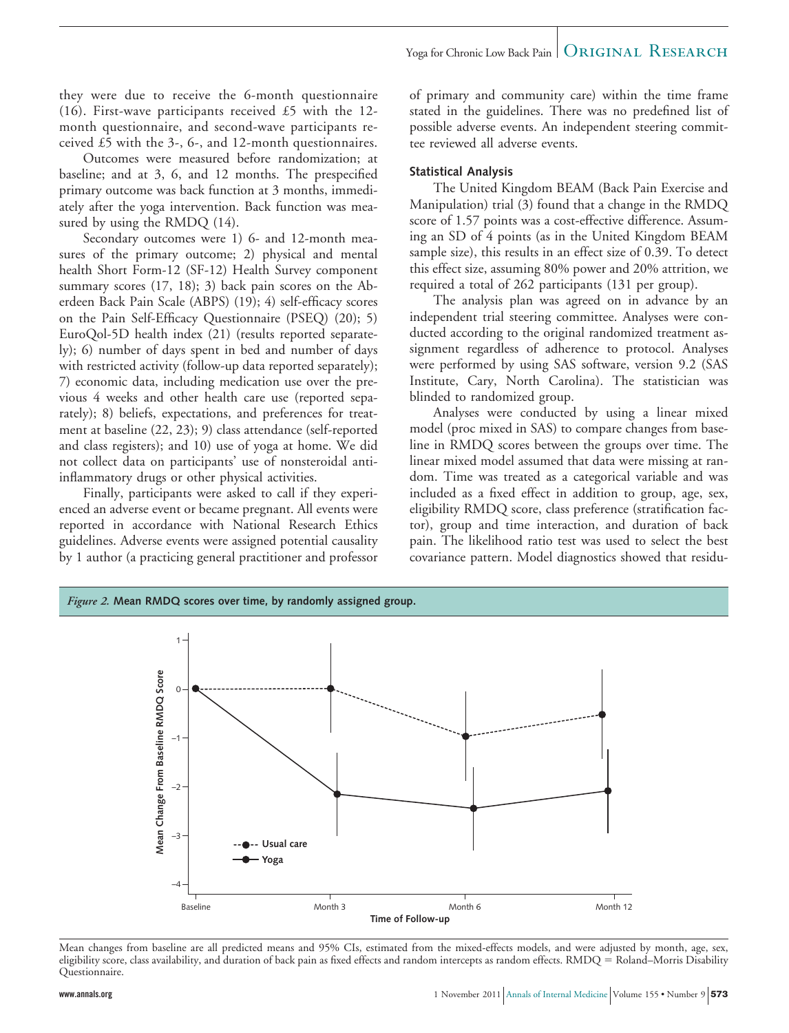they were due to receive the 6-month questionnaire (16). First-wave participants received £5 with the 12-month questionnaire, and second-wave participants received £5 with the 3-, 6-, and 12-month questionnaires.

Outcomes were measured before randomization; at baseline; and at 3, 6, and 12 months. The prespecified primary outcome was back function at 3 months, immediately after the yoga intervention. Back function was measured by using the RMDQ (14).

Secondary outcomes were 1) 6- and 12-month measures of the primary outcome; 2) physical and mental health Short Form-12 (SF-12) Health Survey component summary scores (17, 18); 3) back pain scores on the Aberdeen Back Pain Scale (ABPS) (19); 4) self-efficacy scores on the Pain Self-Efficacy Questionnaire (PSEQ) (20); 5) EuroQol-5D health index (21) (results reported separately); 6) number of days spent in bed and number of days with restricted activity (follow-up data reported separately); 7) economic data, including medication use over the previous 4 weeks and other health care use (reported separately); 8) beliefs, expectations, and preferences for treatment at baseline (22, 23); 9) class attendance (self-reported and class registers); and 10) use of yoga at home. We did not collect data on participants' use of nonsteroidal anti-inflammatory drugs or other physical activities.

Finally, participants were asked to call if they experienced an adverse event or became pregnant. All events were reported in accordance with National Research Ethics guidelines. Adverse events were assigned potential causality by 1 author (a practicing general practitioner and professor of primary and community care) within the time frame stated in the guidelines. There was no predefined list of possible adverse events. An independent steering committee reviewed all adverse events.

### Statistical Analysis

The United Kingdom BEAM (Back Pain Exercise and Manipulation) trial (3) found that a change in the RMDQ score of 1.57 points was a cost-effective difference. Assuming an SD of 4 points (as in the United Kingdom BEAM sample size), this results in an effect size of 0.39. To detect this effect size, assuming 80% power and 20% attrition, we required a total of 262 participants (131 per group).

The analysis plan was agreed on in advance by an independent trial steering committee. Analyses were conducted according to the original randomized treatment assignment regardless of adherence to protocol. Analyses were performed by using SAS software, version 9.2 (SAS Institute, Cary, North Carolina). The statistician was blinded to randomized group.

Analyses were conducted by using a linear mixed model (proc mixed in SAS) to compare changes from baseline in RMDQ scores between the groups over time. The linear mixed model assumed that data were missing at random. Time was treated as a categorical variable and was included as a fixed effect in addition to group, age, sex, eligibility RMDQ score, class preference (stratification factor), group and time interaction, and duration of back pain. The likelihood ratio test was used to select the best covariance pattern. Model diagnostics showed that residu-

*Figure 2.* **Mean RMDQ scores over time, by randomly assigned group.**

Mean Change From Baseline RMDQ Score
1
0
−1
−2
−3
−4
Baseline
Month 3
Month 6
Month 12
Time of Follow-up
Usual care
Yoga

Mean changes from baseline are all predicted means and 95% CIs, estimated from the mixed-effects models, and were adjusted by month, age, sex, eligibility score, class availability, and duration of back pain as fixed effects and random intercepts as random effects. RMDQ = Roland–Morris Disability Questionnaire.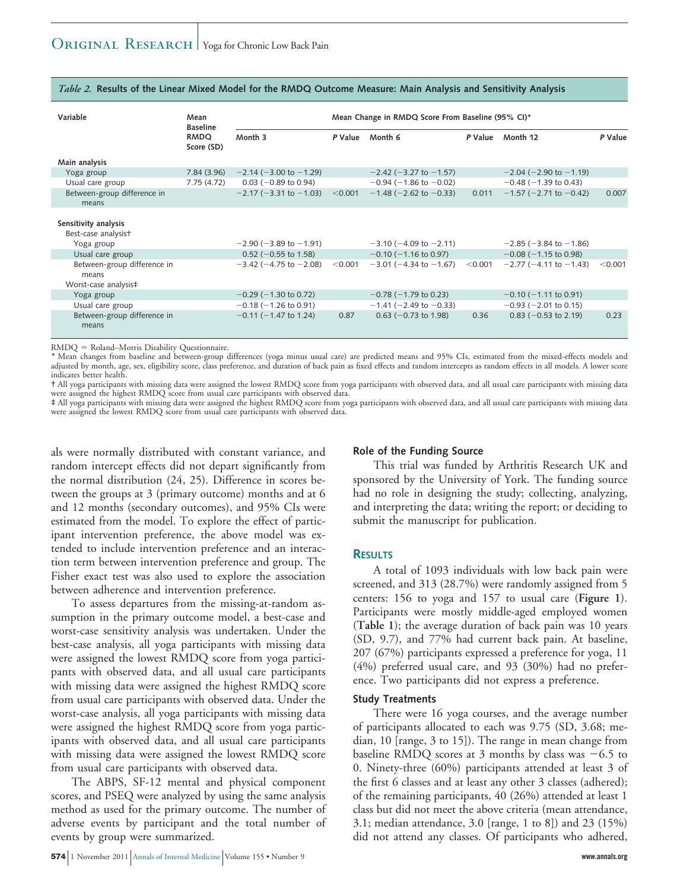*Table 2.* **Results of the Linear Mixed Model for the RMDQ Outcome Measure: Main Analysis and Sensitivity Analysis**

| Variable | Mean Baseline RMDQ Score (SD) | Mean Change in RMDQ Score From Baseline (95% CI)* | | | | | |
|---|---|---|---|---|---|---|---|
| | | Month 3 | P Value | Month 6 | P Value | Month 12 | P Value |
| **Main analysis** | | | | | | | |
| Yoga group | 7.84 (3.96) | −2.14 (−3.00 to −1.29) | | −2.42 (−3.27 to −1.57) | | −2.04 (−2.90 to −1.19) | |
| Usual care group | 7.75 (4.72) | 0.03 (−0.89 to 0.94) | | −0.94 (−1.86 to −0.02) | | −0.48 (−1.39 to 0.43) | |
| Between-group difference in means | | −2.17 (−3.31 to −1.03) | <0.001 | −1.48 (−2.62 to −0.33) | 0.011 | −1.57 (−2.71 to −0.42) | 0.007 |
| **Sensitivity analysis** | | | | | | | |
| Best-case analysis† | | | | | | | |
| Yoga group | | −2.90 (−3.89 to −1.91) | | −3.10 (−4.09 to −2.11) | | −2.85 (−3.84 to −1.86) | |
| Usual care group | | 0.52 (−0.55 to 1.58) | | −0.10 (−1.16 to 0.97) | | −0.08 (−1.15 to 0.98) | |
| Between-group difference in means | | −3.42 (−4.75 to −2.08) | <0.001 | −3.01 (−4.34 to −1.67) | <0.001 | −2.77 (−4.11 to −1.43) | <0.001 |
| Worst-case analysis‡ | | | | | | | |
| Yoga group | | −0.29 (−1.30 to 0.72) | | −0.78 (−1.79 to 0.23) | | −0.10 (−1.11 to 0.91) | |
| Usual care group | | −0.18 (−1.26 to 0.91) | | −1.41 (−2.49 to −0.33) | | −0.93 (−2.01 to 0.15) | |
| Between-group difference in means | | −0.11 (−1.47 to 1.24) | 0.87 | 0.63 (−0.73 to 1.98) | 0.36 | 0.83 (−0.53 to 2.19) | 0.23 |

RMDQ = Roland–Morris Disability Questionnaire.
* Mean changes from baseline and between-group differences (yoga minus usual care) are predicted means and 95% CIs, estimated from the mixed-effects models and adjusted by month, age, sex, eligibility score, class preference, and duration of back pain as fixed effects and random intercepts as random effects in all models. A lower score indicates better health.
† All yoga participants with missing data were assigned the lowest RMDQ score from yoga participants with observed data, and all usual care participants with missing data were assigned the highest RMDQ score from usual care participants with observed data.
‡ All yoga participants with missing data were assigned the highest RMDQ score from yoga participants with observed data, and all usual care participants with missing data were assigned the lowest RMDQ score from usual care participants with observed data.

als were normally distributed with constant variance, and random intercept effects did not depart significantly from the normal distribution (24, 25). Difference in scores between the groups at 3 (primary outcome) months and at 6 and 12 months (secondary outcomes), and 95% CIs were estimated from the model. To explore the effect of participant intervention preference, the above model was extended to include intervention preference and an interaction term between intervention preference and group. The Fisher exact test was also used to explore the association between adherence and intervention preference.

To assess departures from the missing-at-random assumption in the primary outcome model, a best-case and worst-case sensitivity analysis was undertaken. Under the best-case analysis, all yoga participants with missing data were assigned the lowest RMDQ score from yoga participants with observed data, and all usual care participants with missing data were assigned the highest RMDQ score from usual care participants with observed data. Under the worst-case analysis, all yoga participants with missing data were assigned the highest RMDQ score from yoga participants with observed data, and all usual care participants with missing data were assigned the lowest RMDQ score from usual care participants with observed data.

The ABPS, SF-12 mental and physical component scores, and PSEQ were analyzed by using the same analysis method as used for the primary outcome. The number of adverse events by participant and the total number of events by group were summarized.

### Role of the Funding Source

This trial was funded by Arthritis Research UK and sponsored by the University of York. The funding source had no role in designing the study; collecting, analyzing, and interpreting the data; writing the report; or deciding to submit the manuscript for publication.

## Results

A total of 1093 individuals with low back pain were screened, and 313 (28.7%) were randomly assigned from 5 centers: 156 to yoga and 157 to usual care (**Figure 1**). Participants were mostly middle-aged employed women (**Table 1**); the average duration of back pain was 10 years (SD, 9.7), and 77% had current back pain. At baseline, 207 (67%) participants expressed a preference for yoga, 11 (4%) preferred usual care, and 93 (30%) had no preference. Two participants did not express a preference.

### Study Treatments

There were 16 yoga courses, and the average number of participants allocated to each was 9.75 (SD, 3.68; median, 10 [range, 3 to 15]). The range in mean change from baseline RMDQ scores at 3 months by class was −6.5 to 0. Ninety-three (60%) participants attended at least 3 of the first 6 classes and at least any other 3 classes (adhered); of the remaining participants, 40 (26%) attended at least 1 class but did not meet the above criteria (mean attendance, 3.1; median attendance, 3.0 [range, 1 to 8]) and 23 (15%) did not attend any classes. Of participants who adhered,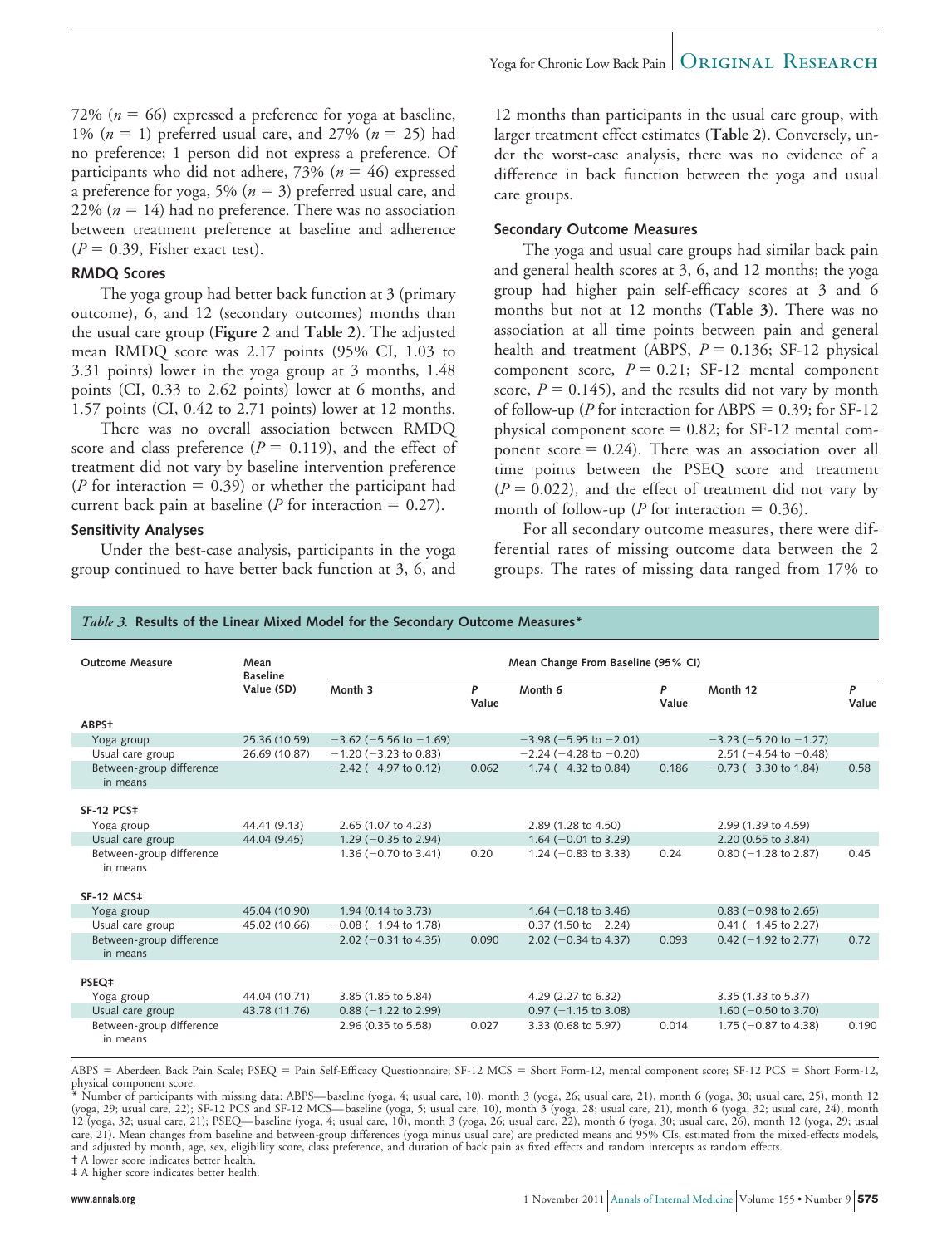72% ($n = 66$) expressed a preference for yoga at baseline, 1% ($n = 1$) preferred usual care, and 27% ($n = 25$) had no preference; 1 person did not express a preference. Of participants who did not adhere, 73% ($n = 46$) expressed a preference for yoga, 5% ($n = 3$) preferred usual care, and 22% ($n = 14$) had no preference. There was no association between treatment preference at baseline and adherence ($P = 0.39$, Fisher exact test).

### RMDQ Scores

The yoga group had better back function at 3 (primary outcome), 6, and 12 (secondary outcomes) months than the usual care group (**Figure 2** and **Table 2**). The adjusted mean RMDQ score was 2.17 points (95% CI, 1.03 to 3.31 points) lower in the yoga group at 3 months, 1.48 points (CI, 0.33 to 2.62 points) lower at 6 months, and 1.57 points (CI, 0.42 to 2.71 points) lower at 12 months.

There was no overall association between RMDQ score and class preference ($P = 0.119$), and the effect of treatment did not vary by baseline intervention preference ($P$ for interaction = 0.39) or whether the participant had current back pain at baseline ($P$ for interaction = 0.27).

### Sensitivity Analyses

Under the best-case analysis, participants in the yoga group continued to have better back function at 3, 6, and 12 months than participants in the usual care group, with larger treatment effect estimates (**Table 2**). Conversely, under the worst-case analysis, there was no evidence of a difference in back function between the yoga and usual care groups.

### Secondary Outcome Measures

The yoga and usual care groups had similar back pain and general health scores at 3, 6, and 12 months; the yoga group had higher pain self-efficacy scores at 3 and 6 months but not at 12 months (**Table 3**). There was no association at all time points between pain and general health and treatment (ABPS, $P = 0.136$; SF-12 physical component score, $P = 0.21$; SF-12 mental component score, $P = 0.145$), and the results did not vary by month of follow-up ($P$ for interaction for ABPS = 0.39; for SF-12 physical component score = 0.82; for SF-12 mental component score = 0.24). There was an association over all time points between the PSEQ score and treatment ($P = 0.022$), and the effect of treatment did not vary by month of follow-up ($P$ for interaction = 0.36).

For all secondary outcome measures, there were differential rates of missing outcome data between the 2 groups. The rates of missing data ranged from 17% to

*Table 3.* **Results of the Linear Mixed Model for the Secondary Outcome Measures***

| Outcome Measure | Mean Baseline Value (SD) | Mean Change From Baseline (95% CI) | | | | | |
|---|---|---|---|---|---|---|---|
| | | Month 3 | P Value | Month 6 | P Value | Month 12 | P Value |
| **ABPS†** | | | | | | | |
| Yoga group | 25.36 (10.59) | −3.62 (−5.56 to −1.69) | | −3.98 (−5.95 to −2.01) | | −3.23 (−5.20 to −1.27) | |
| Usual care group | 26.69 (10.87) | −1.20 (−3.23 to 0.83) | | −2.24 (−4.28 to −0.20) | | 2.51 (−4.54 to −0.48) | |
| Between-group difference in means | | −2.42 (−4.97 to 0.12) | 0.062 | −1.74 (−4.32 to 0.84) | 0.186 | −0.73 (−3.30 to 1.84) | 0.58 |
| **SF-12 PCS‡** | | | | | | | |
| Yoga group | 44.41 (9.13) | 2.65 (1.07 to 4.23) | | 2.89 (1.28 to 4.50) | | 2.99 (1.39 to 4.59) | |
| Usual care group | 44.04 (9.45) | 1.29 (−0.35 to 2.94) | | 1.64 (−0.01 to 3.29) | | 2.20 (0.55 to 3.84) | |
| Between-group difference in means | | 1.36 (−0.70 to 3.41) | 0.20 | 1.24 (−0.83 to 3.33) | 0.24 | 0.80 (−1.28 to 2.87) | 0.45 |
| **SF-12 MCS‡** | | | | | | | |
| Yoga group | 45.04 (10.90) | 1.94 (0.14 to 3.73) | | 1.64 (−0.18 to 3.46) | | 0.83 (−0.98 to 2.65) | |
| Usual care group | 45.02 (10.66) | −0.08 (−1.94 to 1.78) | | −0.37 (1.50 to −2.24) | | 0.41 (−1.45 to 2.27) | |
| Between-group difference in means | | 2.02 (−0.31 to 4.35) | 0.090 | 2.02 (−0.34 to 4.37) | 0.093 | 0.42 (−1.92 to 2.77) | 0.72 |
| **PSEQ‡** | | | | | | | |
| Yoga group | 44.04 (10.71) | 3.85 (1.85 to 5.84) | | 4.29 (2.27 to 6.32) | | 3.35 (1.33 to 5.37) | |
| Usual care group | 43.78 (11.76) | 0.88 (−1.22 to 2.99) | | 0.97 (−1.15 to 3.08) | | 1.60 (−0.50 to 3.70) | |
| Between-group difference in means | | 2.96 (0.35 to 5.58) | 0.027 | 3.33 (0.68 to 5.97) | 0.014 | 1.75 (−0.87 to 4.38) | 0.190 |

ABPS = Aberdeen Back Pain Scale; PSEQ = Pain Self-Efficacy Questionnaire; SF-12 MCS = Short Form-12, mental component score; SF-12 PCS = Short Form-12, physical component score.

\* Number of participants with missing data: ABPS—baseline (yoga, 4; usual care, 10), month 3 (yoga, 26; usual care, 21), month 6 (yoga, 30; usual care, 25), month 12 (yoga, 29; usual care, 22); SF-12 PCS and SF-12 MCS—baseline (yoga, 5; usual care, 10), month 3 (yoga, 28; usual care, 21), month 6 (yoga, 32; usual care, 24), month 12 (yoga, 32; usual care, 21); PSEQ—baseline (yoga, 4; usual care, 10), month 3 (yoga, 26; usual care, 22), month 6 (yoga, 30; usual care, 26), month 12 (yoga, 29; usual care, 21). Mean changes from baseline and between-group differences (yoga minus usual care) are predicted means and 95% CIs, estimated from the mixed-effects models, and adjusted by month, age, sex, eligibility score, class preference, and duration of back pain as fixed effects and random intercepts as random effects.

† A lower score indicates better health.

‡ A higher score indicates better health.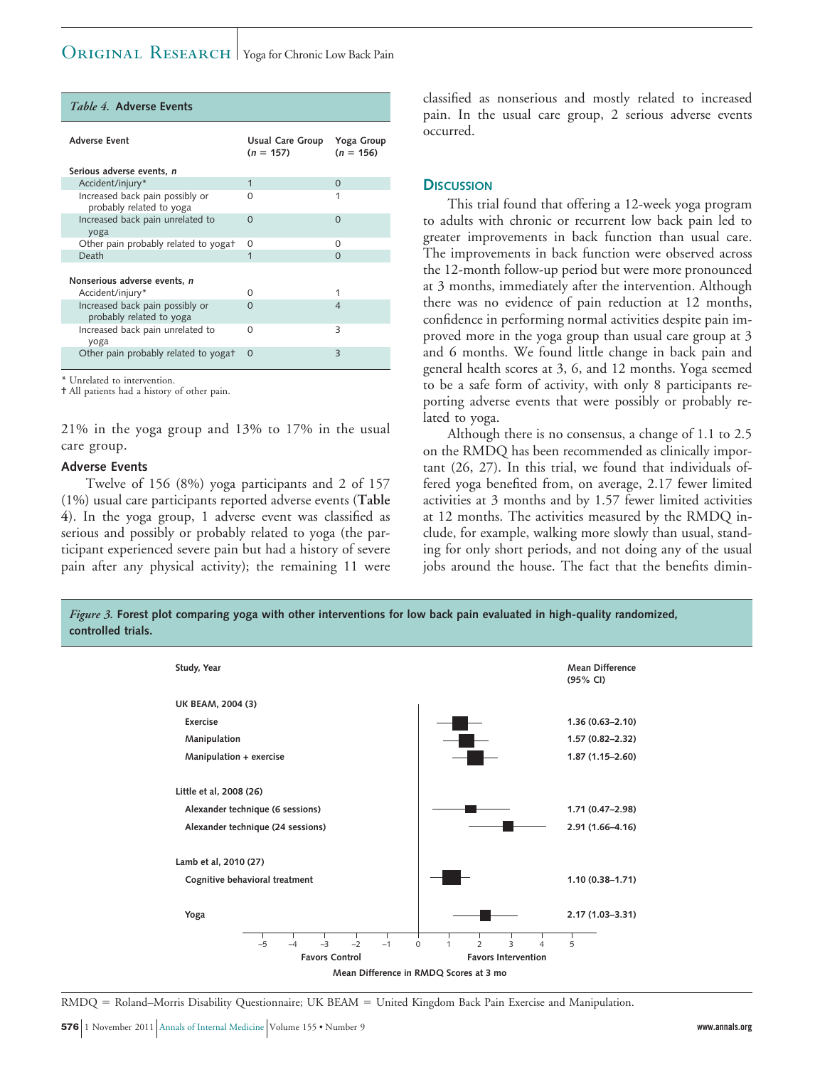*Table 4.* **Adverse Events**

| Adverse Event | Usual Care Group (n = 157) | Yoga Group (n = 156) |
|---|---|---|
| **Serious adverse events, n** | | |
| Accident/injury* | 1 | 0 |
| Increased back pain possibly or probably related to yoga | 0 | 1 |
| Increased back pain unrelated to yoga | 0 | 0 |
| Other pain probably related to yoga† | 0 | 0 |
| Death | 1 | 0 |
| **Nonserious adverse events, n** | | |
| Accident/injury* | 0 | 1 |
| Increased back pain possibly or probably related to yoga | 0 | 4 |
| Increased back pain unrelated to yoga | 0 | 3 |
| Other pain probably related to yoga† | 0 | 3 |

\* Unrelated to intervention.
† All patients had a history of other pain.

21% in the yoga group and 13% to 17% in the usual care group.

### Adverse Events

Twelve of 156 (8%) yoga participants and 2 of 157 (1%) usual care participants reported adverse events (**Table 4**). In the yoga group, 1 adverse event was classified as serious and possibly or probably related to yoga (the participant experienced severe pain but had a history of severe pain after any physical activity); the remaining 11 were classified as nonserious and mostly related to increased pain. In the usual care group, 2 serious adverse events occurred.

## Discussion

This trial found that offering a 12-week yoga program to adults with chronic or recurrent low back pain led to greater improvements in back function than usual care. The improvements in back function were observed across the 12-month follow-up period but were more pronounced at 3 months, immediately after the intervention. Although there was no evidence of pain reduction at 12 months, confidence in performing normal activities despite pain improved more in the yoga group than usual care group at 3 and 6 months. We found little change in back pain and general health scores at 3, 6, and 12 months. Yoga seemed to be a safe form of activity, with only 8 participants reporting adverse events that were possibly or probably related to yoga.

Although there is no consensus, a change of 1.1 to 2.5 on the RMDQ has been recommended as clinically important (26, 27). In this trial, we found that individuals offered yoga benefited from, on average, 2.17 fewer limited activities at 3 months and by 1.57 fewer limited activities at 12 months. The activities measured by the RMDQ include, for example, walking more slowly than usual, standing for only short periods, and not doing any of the usual jobs around the house. The fact that the benefits dimin-

*Figure 3.* **Forest plot comparing yoga with other interventions for low back pain evaluated in high-quality randomized, controlled trials.**

Study, Year
Mean Difference (95% CI)

UK BEAM, 2004 (3)
Exercise 1.36 (0.63–2.10)
Manipulation 1.57 (0.82–2.32)
Manipulation + exercise 1.87 (1.15–2.60)

Little et al, 2008 (26)
Alexander technique (6 sessions) 1.71 (0.47–2.98)
Alexander technique (24 sessions) 2.91 (1.66–4.16)

Lamb et al, 2010 (27)
Cognitive behavioral treatment 1.10 (0.38–1.71)

Yoga 2.17 (1.03–3.31)

−5 −4 −3 −2 −1 0 1 2 3 4 5
Favors Control
Favors Intervention
Mean Difference in RMDQ Scores at 3 mo

RMDQ = Roland–Morris Disability Questionnaire; UK BEAM = United Kingdom Back Pain Exercise and Manipulation.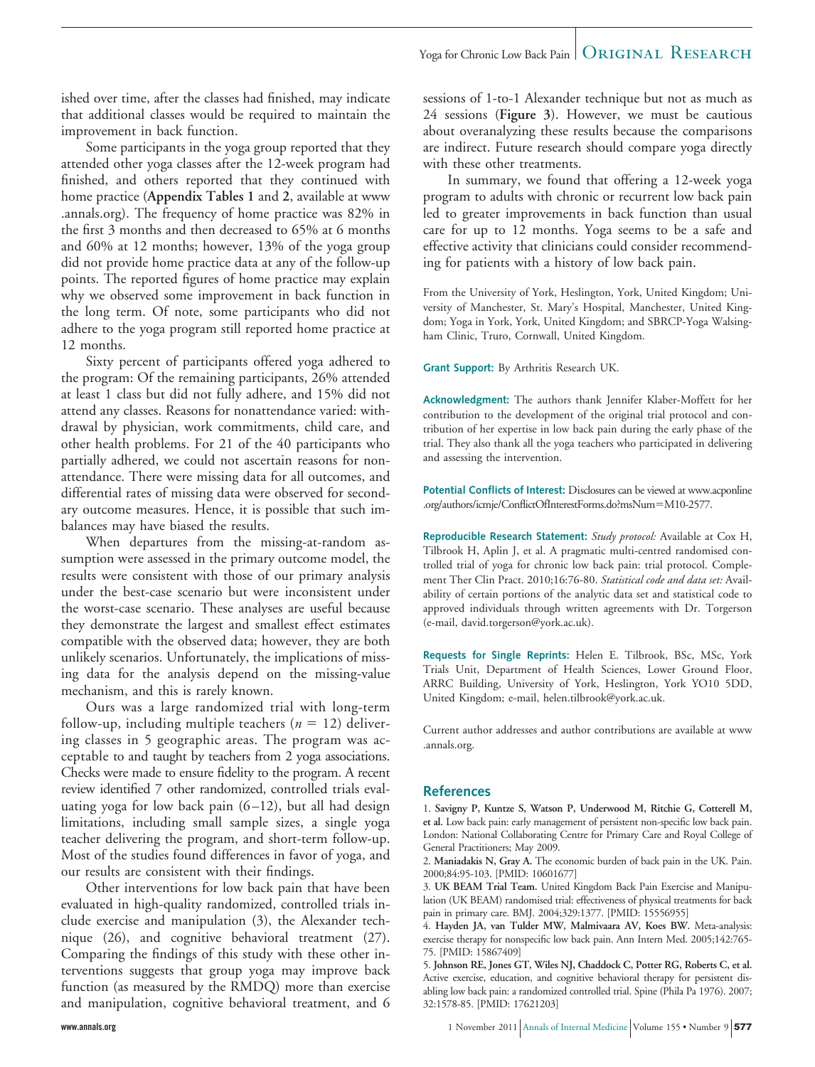ished over time, after the classes had finished, may indicate that additional classes would be required to maintain the improvement in back function.

Some participants in the yoga group reported that they attended other yoga classes after the 12-week program had finished, and others reported that they continued with home practice (**Appendix Tables 1** and **2**, available at www.annals.org). The frequency of home practice was 82% in the first 3 months and then decreased to 65% at 6 months and 60% at 12 months; however, 13% of the yoga group did not provide home practice data at any of the follow-up points. The reported figures of home practice may explain why we observed some improvement in back function in the long term. Of note, some participants who did not adhere to the yoga program still reported home practice at 12 months.

Sixty percent of participants offered yoga adhered to the program: Of the remaining participants, 26% attended at least 1 class but did not fully adhere, and 15% did not attend any classes. Reasons for nonattendance varied: withdrawal by physician, work commitments, child care, and other health problems. For 21 of the 40 participants who partially adhered, we could not ascertain reasons for nonattendance. There were missing data for all outcomes, and differential rates of missing data were observed for secondary outcome measures. Hence, it is possible that such imbalances may have biased the results.

When departures from the missing-at-random assumption were assessed in the primary outcome model, the results were consistent with those of our primary analysis under the best-case scenario but were inconsistent under the worst-case scenario. These analyses are useful because they demonstrate the largest and smallest effect estimates compatible with the observed data; however, they are both unlikely scenarios. Unfortunately, the implications of missing data for the analysis depend on the missing-value mechanism, and this is rarely known.

Ours was a large randomized trial with long-term follow-up, including multiple teachers ($n = 12$) delivering classes in 5 geographic areas. The program was acceptable to and taught by teachers from 2 yoga associations. Checks were made to ensure fidelity to the program. A recent review identified 7 other randomized, controlled trials evaluating yoga for low back pain (6–12), but all had design limitations, including small sample sizes, a single yoga teacher delivering the program, and short-term follow-up. Most of the studies found differences in favor of yoga, and our results are consistent with their findings.

Other interventions for low back pain that have been evaluated in high-quality randomized, controlled trials include exercise and manipulation (3), the Alexander technique (26), and cognitive behavioral treatment (27). Comparing the findings of this study with these other interventions suggests that group yoga may improve back function (as measured by the RMDQ) more than exercise and manipulation, cognitive behavioral treatment, and 6 sessions of 1-to-1 Alexander technique but not as much as 24 sessions (**Figure 3**). However, we must be cautious about overanalyzing these results because the comparisons are indirect. Future research should compare yoga directly with these other treatments.

In summary, we found that offering a 12-week yoga program to adults with chronic or recurrent low back pain led to greater improvements in back function than usual care for up to 12 months. Yoga seems to be a safe and effective activity that clinicians could consider recommending for patients with a history of low back pain.

From the University of York, Heslington, York, United Kingdom; University of Manchester, St. Mary's Hospital, Manchester, United Kingdom; Yoga in York, York, United Kingdom; and SBRCP-Yoga Walsingham Clinic, Truro, Cornwall, United Kingdom.

**Grant Support:** By Arthritis Research UK.

**Acknowledgment:** The authors thank Jennifer Klaber-Moffett for her contribution to the development of the original trial protocol and contribution of her expertise in low back pain during the early phase of the trial. They also thank all the yoga teachers who participated in delivering and assessing the intervention.

**Potential Conflicts of Interest:** Disclosures can be viewed at www.acponline.org/authors/icmje/ConflictOfInterestForms.do?msNum=M10-2577.

**Reproducible Research Statement:** *Study protocol:* Available at Cox H, Tilbrook H, Aplin J, et al. A pragmatic multi-centred randomised controlled trial of yoga for chronic low back pain: trial protocol. Complement Ther Clin Pract. 2010;16:76-80. *Statistical code and data set:* Availability of certain portions of the analytic data set and statistical code to approved individuals through written agreements with Dr. Torgerson (e-mail, david.torgerson@york.ac.uk).

**Requests for Single Reprints:** Helen E. Tilbrook, BSc, MSc, York Trials Unit, Department of Health Sciences, Lower Ground Floor, ARRC Building, University of York, Heslington, York YO10 5DD, United Kingdom; e-mail, helen.tilbrook@york.ac.uk.

Current author addresses and author contributions are available at www.annals.org.

## References

1. **Savigny P, Kuntze S, Watson P, Underwood M, Ritchie G, Cotterell M, et al.** Low back pain: early management of persistent non-specific low back pain. London: National Collaborating Centre for Primary Care and Royal College of General Practitioners; May 2009.
2. **Maniadakis N, Gray A.** The economic burden of back pain in the UK. Pain. 2000;84:95-103. [PMID: 10601677]
3. **UK BEAM Trial Team.** United Kingdom Back Pain Exercise and Manipulation (UK BEAM) randomised trial: effectiveness of physical treatments for back pain in primary care. BMJ. 2004;329:1377. [PMID: 15556955]
4. **Hayden JA, van Tulder MW, Malmivaara AV, Koes BW.** Meta-analysis: exercise therapy for nonspecific low back pain. Ann Intern Med. 2005;142:765-75. [PMID: 15867409]
5. **Johnson RE, Jones GT, Wiles NJ, Chaddock C, Potter RG, Roberts C, et al.** Active exercise, education, and cognitive behavioral therapy for persistent disabling low back pain: a randomized controlled trial. Spine (Phila Pa 1976). 2007;32:1578-85. [PMID: 17621203]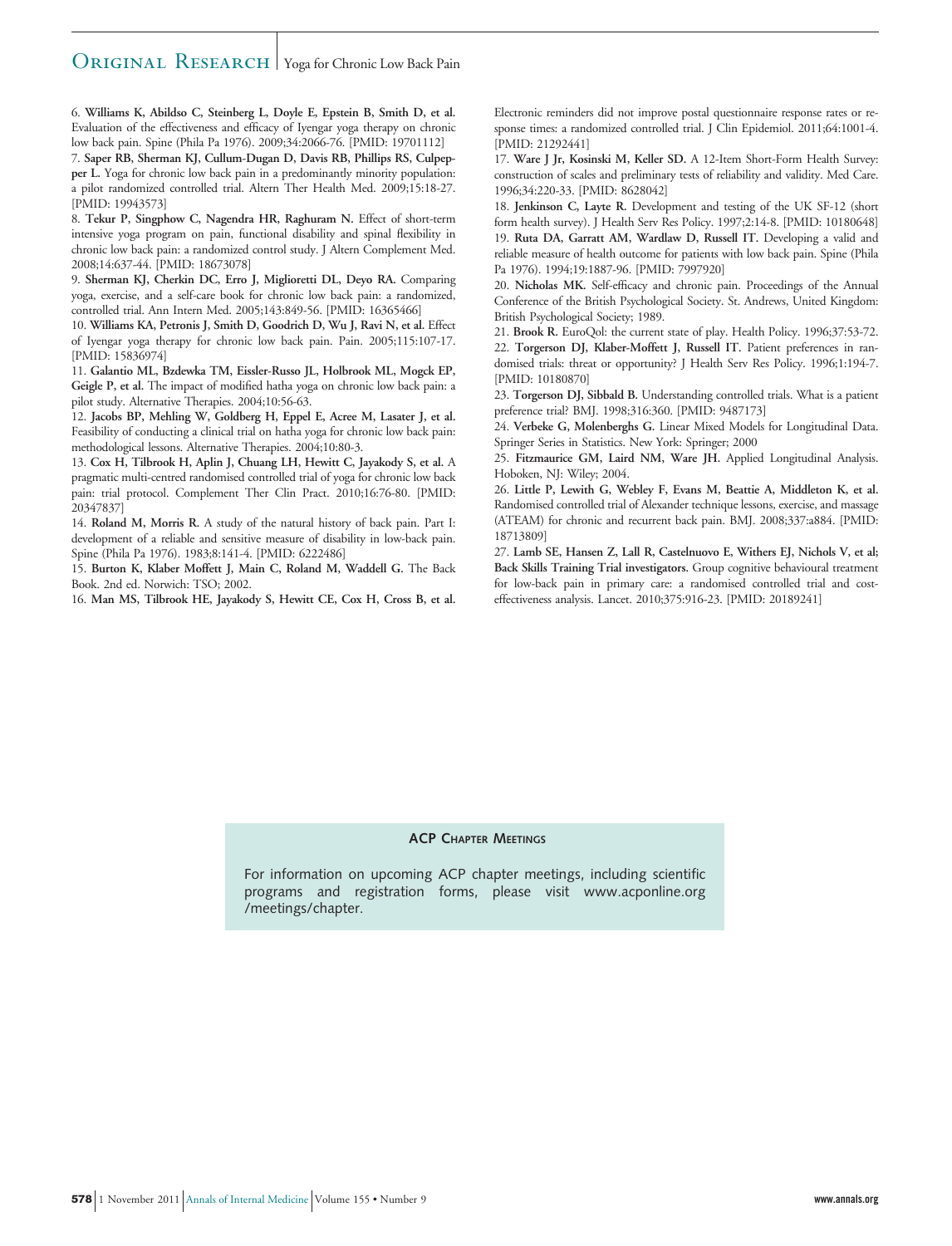6. **Williams K, Abildso C, Steinberg L, Doyle E, Epstein B, Smith D, et al.** Evaluation of the effectiveness and efficacy of Iyengar yoga therapy on chronic low back pain. Spine (Phila Pa 1976). 2009;34:2066-76. [PMID: 19701112]

7. **Saper RB, Sherman KJ, Cullum-Dugan D, Davis RB, Phillips RS, Culpepper L.** Yoga for chronic low back pain in a predominantly minority population: a pilot randomized controlled trial. Altern Ther Health Med. 2009;15:18-27. [PMID: 19943573]

8. **Tekur P, Singphow C, Nagendra HR, Raghuram N.** Effect of short-term intensive yoga program on pain, functional disability and spinal flexibility in chronic low back pain: a randomized control study. J Altern Complement Med. 2008;14:637-44. [PMID: 18673078]

9. **Sherman KJ, Cherkin DC, Erro J, Miglioretti DL, Deyo RA.** Comparing yoga, exercise, and a self-care book for chronic low back pain: a randomized, controlled trial. Ann Intern Med. 2005;143:849-56. [PMID: 16365466]

10. **Williams KA, Petronis J, Smith D, Goodrich D, Wu J, Ravi N, et al.** Effect of Iyengar yoga therapy for chronic low back pain. Pain. 2005;115:107-17. [PMID: 15836974]

11. **Galantio ML, Bzdewka TM, Eissler-Russo JL, Holbrook ML, Mogck EP, Geigle P, et al.** The impact of modified hatha yoga on chronic low back pain: a pilot study. Alternative Therapies. 2004;10:56-63.

12. **Jacobs BP, Mehling W, Goldberg H, Eppel E, Acree M, Lasater J, et al.** Feasibility of conducting a clinical trial on hatha yoga for chronic low back pain: methodological lessons. Alternative Therapies. 2004;10:80-3.

13. **Cox H, Tilbrook H, Aplin J, Chuang LH, Hewitt C, Jayakody S, et al.** A pragmatic multi-centred randomised controlled trial of yoga for chronic low back pain: trial protocol. Complement Ther Clin Pract. 2010;16:76-80. [PMID: 20347837]

14. **Roland M, Morris R.** A study of the natural history of back pain. Part I: development of a reliable and sensitive measure of disability in low-back pain. Spine (Phila Pa 1976). 1983;8:141-4. [PMID: 6222486]

15. **Burton K, Klaber Moffett J, Main C, Roland M, Waddell G.** The Back Book. 2nd ed. Norwich: TSO; 2002.

16. **Man MS, Tilbrook HE, Jayakody S, Hewitt CE, Cox H, Cross B, et al.** Electronic reminders did not improve postal questionnaire response rates or response times: a randomized controlled trial. J Clin Epidemiol. 2011;64:1001-4. [PMID: 21292441]

17. **Ware J Jr, Kosinski M, Keller SD.** A 12-Item Short-Form Health Survey: construction of scales and preliminary tests of reliability and validity. Med Care. 1996;34:220-33. [PMID: 8628042]

18. **Jenkinson C, Layte R.** Development and testing of the UK SF-12 (short form health survey). J Health Serv Res Policy. 1997;2:14-8. [PMID: 10180648]

19. **Ruta DA, Garratt AM, Wardlaw D, Russell IT.** Developing a valid and reliable measure of health outcome for patients with low back pain. Spine (Phila Pa 1976). 1994;19:1887-96. [PMID: 7997920]

20. **Nicholas MK.** Self-efficacy and chronic pain. Proceedings of the Annual Conference of the British Psychological Society. St. Andrews, United Kingdom: British Psychological Society; 1989.

21. **Brook R.** EuroQol: the current state of play. Health Policy. 1996;37:53-72.

22. **Torgerson DJ, Klaber-Moffett J, Russell IT.** Patient preferences in randomised trials: threat or opportunity? J Health Serv Res Policy. 1996;1:194-7. [PMID: 10180870]

23. **Torgerson DJ, Sibbald B.** Understanding controlled trials. What is a patient preference trial? BMJ. 1998;316:360. [PMID: 9487173]

24. **Verbeke G, Molenberghs G.** Linear Mixed Models for Longitudinal Data. Springer Series in Statistics. New York: Springer; 2000

25. **Fitzmaurice GM, Laird NM, Ware JH.** Applied Longitudinal Analysis. Hoboken, NJ: Wiley; 2004.

26. **Little P, Lewith G, Webley F, Evans M, Beattie A, Middleton K, et al.** Randomised controlled trial of Alexander technique lessons, exercise, and massage (ATEAM) for chronic and recurrent back pain. BMJ. 2008;337:a884. [PMID: 18713809]

27. **Lamb SE, Hansen Z, Lall R, Castelnuovo E, Withers EJ, Nichols V, et al; Back Skills Training Trial investigators.** Group cognitive behavioural treatment for low-back pain in primary care: a randomised controlled trial and cost-effectiveness analysis. Lancet. 2010;375:916-23. [PMID: 20189241]

**ACP Chapter Meetings**

For information on upcoming ACP chapter meetings, including scientific programs and registration forms, please visit www.acponline.org/meetings/chapter.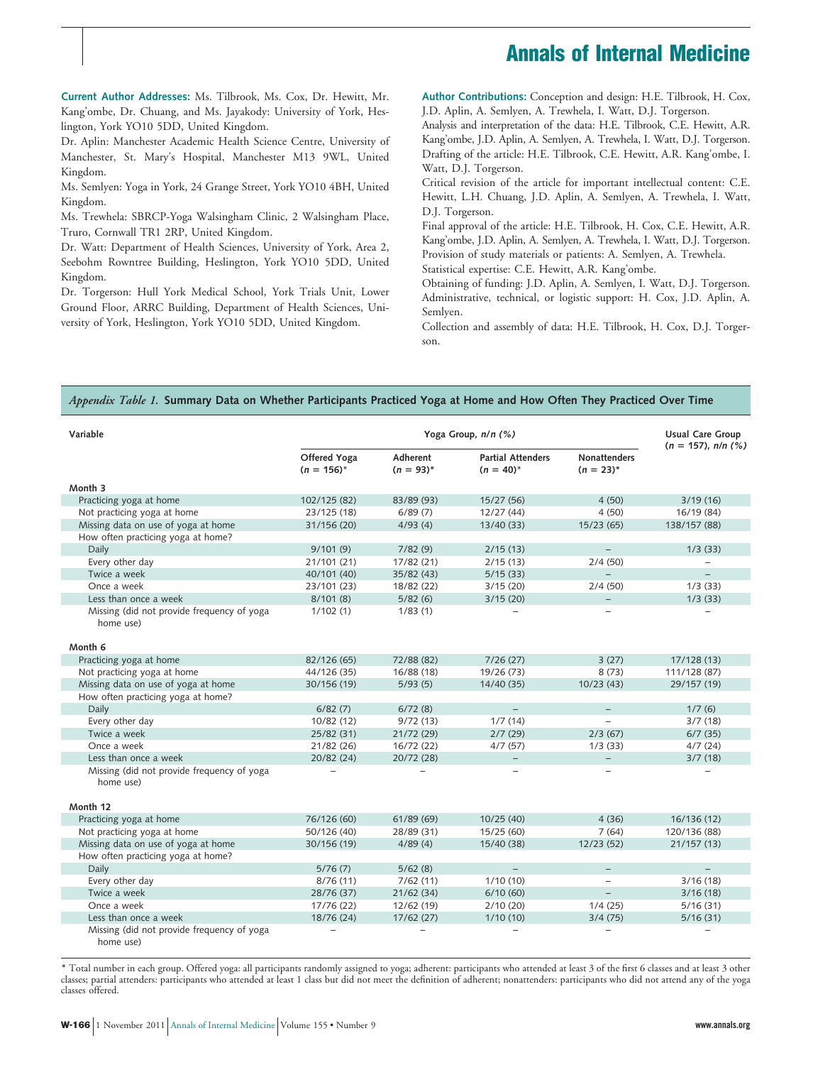**Current Author Addresses:** Ms. Tilbrook, Ms. Cox, Dr. Hewitt, Mr. Kang'ombe, Dr. Chuang, and Ms. Jayakody: University of York, Heslington, York YO10 5DD, United Kingdom.

Dr. Aplin: Manchester Academic Health Science Centre, University of Manchester, St. Mary's Hospital, Manchester M13 9WL, United Kingdom.

Ms. Semlyen: Yoga in York, 24 Grange Street, York YO10 4BH, United Kingdom.

Ms. Trewhela: SBRCP-Yoga Walsingham Clinic, 2 Walsingham Place, Truro, Cornwall TR1 2RP, United Kingdom.

Dr. Watt: Department of Health Sciences, University of York, Area 2, Seebohm Rowntree Building, Heslington, York YO10 5DD, United Kingdom.

Dr. Torgerson: Hull York Medical School, York Trials Unit, Lower Ground Floor, ARRC Building, Department of Health Sciences, University of York, Heslington, York YO10 5DD, United Kingdom.

**Author Contributions:** Conception and design: H.E. Tilbrook, H. Cox, J.D. Aplin, A. Semlyen, A. Trewhela, I. Watt, D.J. Torgerson.

Analysis and interpretation of the data: H.E. Tilbrook, C.E. Hewitt, A.R. Kang'ombe, J.D. Aplin, A. Semlyen, A. Trewhela, I. Watt, D.J. Torgerson.

Drafting of the article: H.E. Tilbrook, C.E. Hewitt, A.R. Kang'ombe, I. Watt, D.J. Torgerson.

Critical revision of the article for important intellectual content: C.E. Hewitt, L.H. Chuang, J.D. Aplin, A. Semlyen, A. Trewhela, I. Watt, D.J. Torgerson.

Final approval of the article: H.E. Tilbrook, H. Cox, C.E. Hewitt, A.R. Kang'ombe, J.D. Aplin, A. Semlyen, A. Trewhela, I. Watt, D.J. Torgerson.

Provision of study materials or patients: A. Semlyen, A. Trewhela.

Statistical expertise: C.E. Hewitt, A.R. Kang'ombe.

Obtaining of funding: J.D. Aplin, A. Semlyen, I. Watt, D.J. Torgerson.

Administrative, technical, or logistic support: H. Cox, J.D. Aplin, A. Semlyen.

Collection and assembly of data: H.E. Tilbrook, H. Cox, D.J. Torgerson.

*Appendix Table 1.* **Summary Data on Whether Participants Practiced Yoga at Home and How Often They Practiced Over Time**

| Variable | Yoga Group, n/n (%) | | | | Usual Care Group (n = 157), n/n (%) |
|---|---|---|---|---|---|
| | Offered Yoga (n = 156)* | Adherent (n = 93)* | Partial Attenders (n = 40)* | Nonattenders (n = 23)* | |
| **Month 3** | | | | | |
| Practicing yoga at home | 102/125 (82) | 83/89 (93) | 15/27 (56) | 4 (50) | 3/19 (16) |
| Not practicing yoga at home | 23/125 (18) | 6/89 (7) | 12/27 (44) | 4 (50) | 16/19 (84) |
| Missing data on use of yoga at home | 31/156 (20) | 4/93 (4) | 13/40 (33) | 15/23 (65) | 138/157 (88) |
| How often practicing yoga at home? | | | | | |
| Daily | 9/101 (9) | 7/82 (9) | 2/15 (13) | – | 1/3 (33) |
| Every other day | 21/101 (21) | 17/82 (21) | 2/15 (13) | 2/4 (50) | – |
| Twice a week | 40/101 (40) | 35/82 (43) | 5/15 (33) | – | – |
| Once a week | 23/101 (23) | 18/82 (22) | 3/15 (20) | 2/4 (50) | 1/3 (33) |
| Less than once a week | 8/101 (8) | 5/82 (6) | 3/15 (20) | – | 1/3 (33) |
| Missing (did not provide frequency of yoga home use) | 1/102 (1) | 1/83 (1) | – | – | – |
| **Month 6** | | | | | |
| Practicing yoga at home | 82/126 (65) | 72/88 (82) | 7/26 (27) | 3 (27) | 17/128 (13) |
| Not practicing yoga at home | 44/126 (35) | 16/88 (18) | 19/26 (73) | 8 (73) | 111/128 (87) |
| Missing data on use of yoga at home | 30/156 (19) | 5/93 (5) | 14/40 (35) | 10/23 (43) | 29/157 (19) |
| How often practicing yoga at home? | | | | | |
| Daily | 6/82 (7) | 6/72 (8) | – | – | 1/7 (6) |
| Every other day | 10/82 (12) | 9/72 (13) | 1/7 (14) | – | 3/7 (18) |
| Twice a week | 25/82 (31) | 21/72 (29) | 2/7 (29) | 2/3 (67) | 6/7 (35) |
| Once a week | 21/82 (26) | 16/72 (22) | 4/7 (57) | 1/3 (33) | 4/7 (24) |
| Less than once a week | 20/82 (24) | 20/72 (28) | – | – | 3/7 (18) |
| Missing (did not provide frequency of yoga home use) | – | – | – | – | – |
| **Month 12** | | | | | |
| Practicing yoga at home | 76/126 (60) | 61/89 (69) | 10/25 (40) | 4 (36) | 16/136 (12) |
| Not practicing yoga at home | 50/126 (40) | 28/89 (31) | 15/25 (60) | 7 (64) | 120/136 (88) |
| Missing data on use of yoga at home | 30/156 (19) | 4/89 (4) | 15/40 (38) | 12/23 (52) | 21/157 (13) |
| How often practicing yoga at home? | | | | | |
| Daily | 5/76 (7) | 5/62 (8) | – | – | – |
| Every other day | 8/76 (11) | 7/62 (11) | 1/10 (10) | – | 3/16 (18) |
| Twice a week | 28/76 (37) | 21/62 (34) | 6/10 (60) | – | 3/16 (18) |
| Once a week | 17/76 (22) | 12/62 (19) | 2/10 (20) | 1/4 (25) | 5/16 (31) |
| Less than once a week | 18/76 (24) | 17/62 (27) | 1/10 (10) | 3/4 (75) | 5/16 (31) |
| Missing (did not provide frequency of yoga home use) | – | – | – | – | – |

* Total number in each group. Offered yoga: all participants randomly assigned to yoga; adherent: participants who attended at least 3 of the first 6 classes and at least 3 other classes; partial attenders: participants who attended at least 1 class but did not meet the definition of adherent; nonattenders: participants who did not attend any of the yoga classes offered.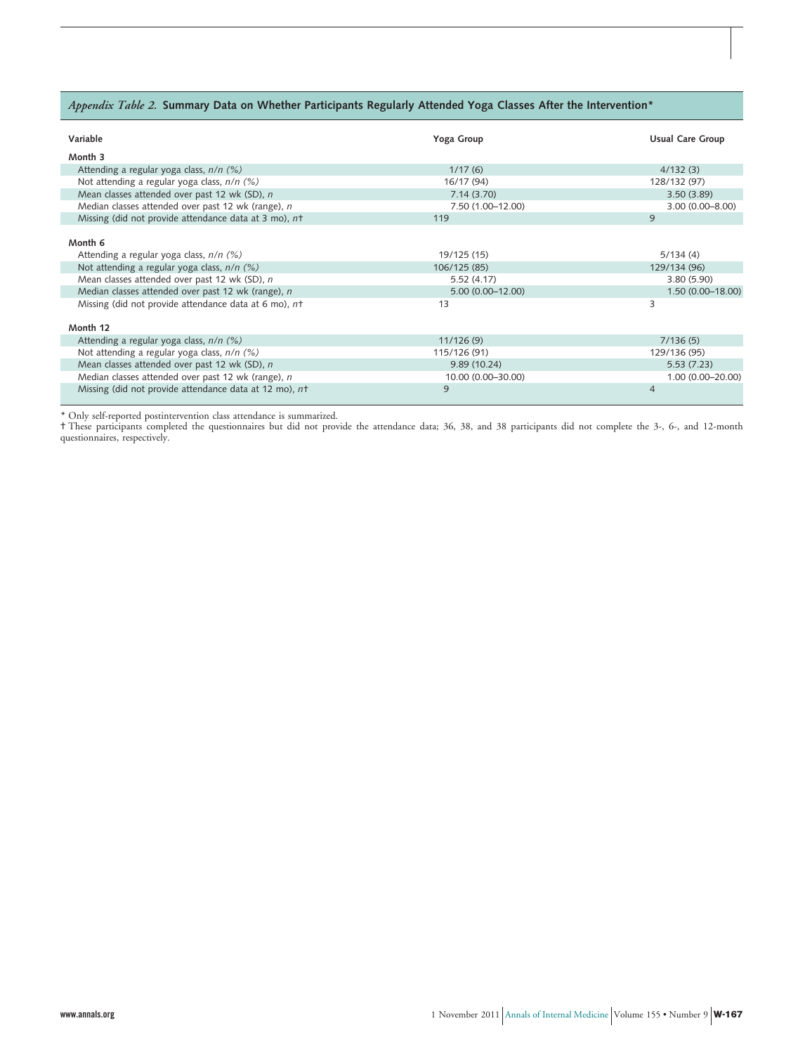*Appendix Table 2.* **Summary Data on Whether Participants Regularly Attended Yoga Classes After the Intervention***

| Variable | Yoga Group | Usual Care Group |
|---|---|---|
| **Month 3** | | |
| Attending a regular yoga class, *n/n (%)* | 1/17 (6) | 4/132 (3) |
| Not attending a regular yoga class, *n/n (%)* | 16/17 (94) | 128/132 (97) |
| Mean classes attended over past 12 wk (SD), *n* | 7.14 (3.70) | 3.50 (3.89) |
| Median classes attended over past 12 wk (range), *n* | 7.50 (1.00–12.00) | 3.00 (0.00–8.00) |
| Missing (did not provide attendance data at 3 mo), *n*† | 119 | 9 |
| **Month 6** | | |
| Attending a regular yoga class, *n/n (%)* | 19/125 (15) | 5/134 (4) |
| Not attending a regular yoga class, *n/n (%)* | 106/125 (85) | 129/134 (96) |
| Mean classes attended over past 12 wk (SD), *n* | 5.52 (4.17) | 3.80 (5.90) |
| Median classes attended over past 12 wk (range), *n* | 5.00 (0.00–12.00) | 1.50 (0.00–18.00) |
| Missing (did not provide attendance data at 6 mo), *n*† | 13 | 3 |
| **Month 12** | | |
| Attending a regular yoga class, *n/n (%)* | 11/126 (9) | 7/136 (5) |
| Not attending a regular yoga class, *n/n (%)* | 115/126 (91) | 129/136 (95) |
| Mean classes attended over past 12 wk (SD), *n* | 9.89 (10.24) | 5.53 (7.23) |
| Median classes attended over past 12 wk (range), *n* | 10.00 (0.00–30.00) | 1.00 (0.00–20.00) |
| Missing (did not provide attendance data at 12 mo), *n*† | 9 | 4 |

* Only self-reported postintervention class attendance is summarized.

† These participants completed the questionnaires but did not provide the attendance data; 36, 38, and 38 participants did not complete the 3-, 6-, and 12-month questionnaires, respectively.